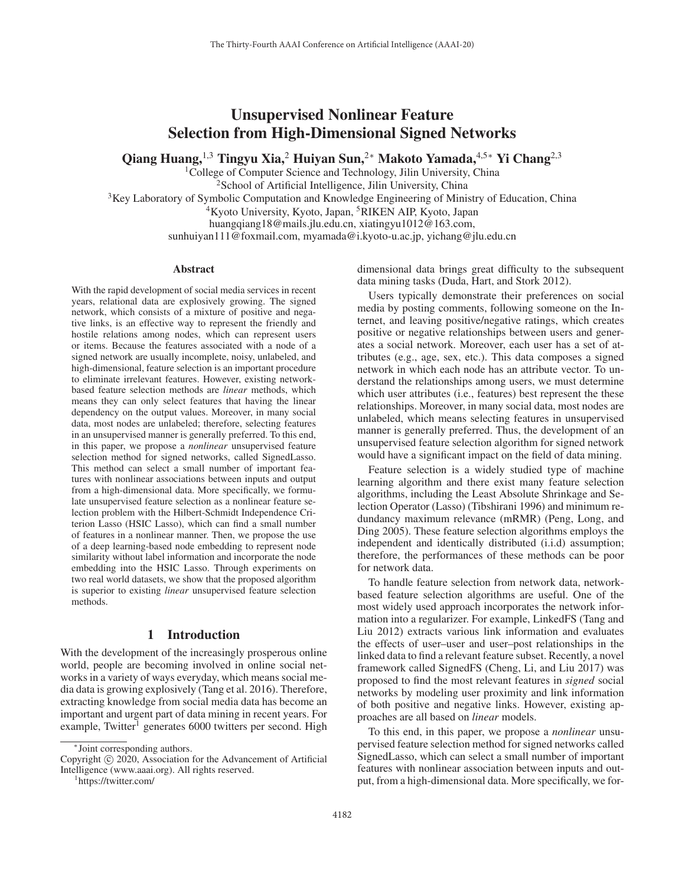# Unsupervised Nonlinear Feature Selection from High-Dimensional Signed Networks

**Qiang Huang,**[1,3] **Tingyu Xia,**[2] **Huiyan Sun,**[2*] **Makoto Yamada,**[4,5*] **Yi Chang**[2,3]

[1]College of Computer Science and Technology, Jilin University, China
[2]School of Artificial Intelligence, Jilin University, China
[3]Key Laboratory of Symbolic Computation and Knowledge Engineering of Ministry of Education, China
[4]Kyoto University, Kyoto, Japan, [5]RIKEN AIP, Kyoto, Japan
huangqiang18@mails.jlu.edu.cn, xiatingyu1012@163.com,
sunhuiyan111@foxmail.com, myamada@i.kyoto-u.ac.jp, yichang@jlu.edu.cn

## Abstract

With the rapid development of social media services in recent years, relational data are explosively growing. The signed network, which consists of a mixture of positive and negative links, is an effective way to represent the friendly and hostile relations among nodes, which can represent users or items. Because the features associated with a node of a signed network are usually incomplete, noisy, unlabeled, and high-dimensional, feature selection is an important procedure to eliminate irrelevant features. However, existing network-based feature selection methods are *linear* methods, which means they can only select features that having the linear dependency on the output values. Moreover, in many social data, most nodes are unlabeled; therefore, selecting features in an unsupervised manner is generally preferred. To this end, in this paper, we propose a *nonlinear* unsupervised feature selection method for signed networks, called SignedLasso. This method can select a small number of important features with nonlinear associations between inputs and output from a high-dimensional data. More specifically, we formulate unsupervised feature selection as a nonlinear feature selection problem with the Hilbert-Schmidt Independence Criterion Lasso (HSIC Lasso), which can find a small number of features in a nonlinear manner. Then, we propose the use of a deep learning-based node embedding to represent node similarity without label information and incorporate the node embedding into the HSIC Lasso. Through experiments on two real world datasets, we show that the proposed algorithm is superior to existing *linear* unsupervised feature selection methods.

## 1 Introduction

With the development of the increasingly prosperous online world, people are becoming involved in online social networks in a variety of ways everyday, which means social media data is growing explosively (Tang et al. 2016). Therefore, extracting knowledge from social media data has become an important and urgent part of data mining in recent years. For example, Twitter[1] generates 6000 twitters per second. High dimensional data brings great difficulty to the subsequent data mining tasks (Duda, Hart, and Stork 2012).

Users typically demonstrate their preferences on social media by posting comments, following someone on the Internet, and leaving positive/negative ratings, which creates positive or negative relationships between users and generates a social network. Moreover, each user has a set of attributes (e.g., age, sex, etc.). This data composes a signed network in which each node has an attribute vector. To understand the relationships among users, we must determine which user attributes (i.e., features) best represent the these relationships. Moreover, in many social data, most nodes are unlabeled, which means selecting features in unsupervised manner is generally preferred. Thus, the development of an unsupervised feature selection algorithm for signed network would have a significant impact on the field of data mining.

Feature selection is a widely studied type of machine learning algorithm and there exist many feature selection algorithms, including the Least Absolute Shrinkage and Selection Operator (Lasso) (Tibshirani 1996) and minimum redundancy maximum relevance (mRMR) (Peng, Long, and Ding 2005). These feature selection algorithms employs the independent and identically distributed (i.i.d) assumption; therefore, the performances of these methods can be poor for network data.

To handle feature selection from network data, network-based feature selection algorithms are useful. One of the most widely used approach incorporates the network information into a regularizer. For example, LinkedFS (Tang and Liu 2012) extracts various link information and evaluates the effects of user–user and user–post relationships in the linked data to find a relevant feature subset. Recently, a novel framework called SignedFS (Cheng, Li, and Liu 2017) was proposed to find the most relevant features in *signed* social networks by modeling user proximity and link information of both positive and negative links. However, existing approaches are all based on *linear* models.

To this end, in this paper, we propose a *nonlinear* unsupervised feature selection method for signed networks called SignedLasso, which can select a small number of important features with nonlinear association between inputs and output, from a high-dimensional data. More specifically, we for-

*Joint corresponding authors.
Copyright © 2020, Association for the Advancement of Artificial Intelligence (www.aaai.org). All rights reserved.
[1]https://twitter.com/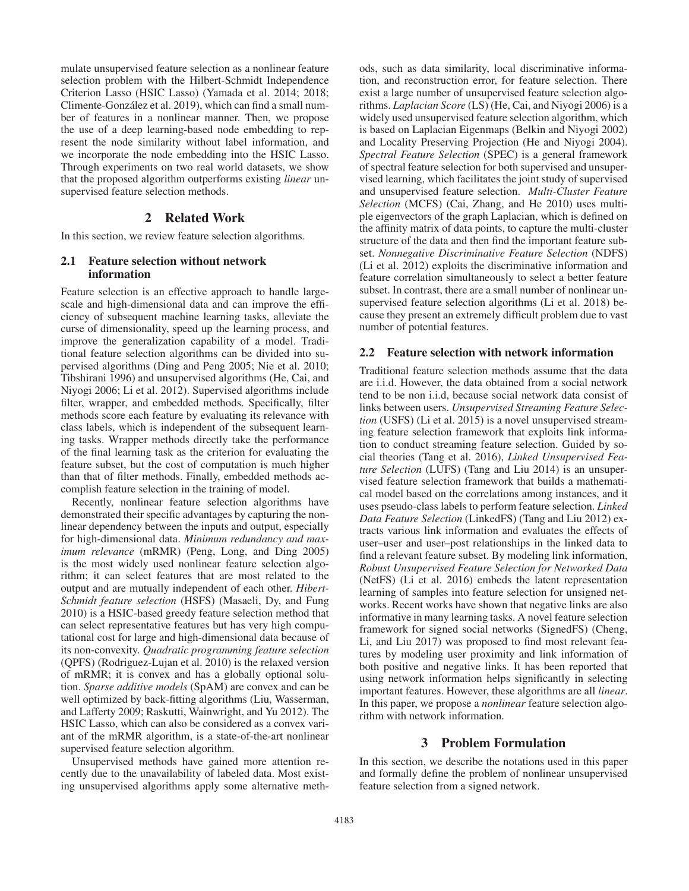mulate unsupervised feature selection as a nonlinear feature selection problem with the Hilbert-Schmidt Independence Criterion Lasso (HSIC Lasso) (Yamada et al. 2014; 2018; Climente-González et al. 2019), which can find a small number of features in a nonlinear manner. Then, we propose the use of a deep learning-based node embedding to represent the node similarity without label information, and we incorporate the node embedding into the HSIC Lasso. Through experiments on two real world datasets, we show that the proposed algorithm outperforms existing *linear* unsupervised feature selection methods.

## 2 Related Work

In this section, we review feature selection algorithms.

### 2.1 Feature selection without network information

Feature selection is an effective approach to handle large-scale and high-dimensional data and can improve the efficiency of subsequent machine learning tasks, alleviate the curse of dimensionality, speed up the learning process, and improve the generalization capability of a model. Traditional feature selection algorithms can be divided into supervised algorithms (Ding and Peng 2005; Nie et al. 2010; Tibshirani 1996) and unsupervised algorithms (He, Cai, and Niyogi 2006; Li et al. 2012). Supervised algorithms include filter, wrapper, and embedded methods. Specifically, filter methods score each feature by evaluating its relevance with class labels, which is independent of the subsequent learning tasks. Wrapper methods directly take the performance of the final learning task as the criterion for evaluating the feature subset, but the cost of computation is much higher than that of filter methods. Finally, embedded methods accomplish feature selection in the training of model.

Recently, nonlinear feature selection algorithms have demonstrated their specific advantages by capturing the nonlinear dependency between the inputs and output, especially for high-dimensional data. *Minimum redundancy and maximum relevance* (mRMR) (Peng, Long, and Ding 2005) is the most widely used nonlinear feature selection algorithm; it can select features that are most related to the output and are mutually independent of each other. *Hibert-Schmidt feature selection* (HSFS) (Masaeli, Dy, and Fung 2010) is a HSIC-based greedy feature selection method that can select representative features but has very high computational cost for large and high-dimensional data because of its non-convexity. *Quadratic programming feature selection* (QPFS) (Rodriguez-Lujan et al. 2010) is the relaxed version of mRMR; it is convex and has a globally optional solution. *Sparse additive models* (SpAM) are convex and can be well optimized by back-fitting algorithms (Liu, Wasserman, and Lafferty 2009; Raskutti, Wainwright, and Yu 2012). The HSIC Lasso, which can also be considered as a convex variant of the mRMR algorithm, is a state-of-the-art nonlinear supervised feature selection algorithm.

Unsupervised methods have gained more attention recently due to the unavailability of labeled data. Most existing unsupervised algorithms apply some alternative methods, such as data similarity, local discriminative information, and reconstruction error, for feature selection. There exist a large number of unsupervised feature selection algorithms. *Laplacian Score* (LS) (He, Cai, and Niyogi 2006) is a widely used unsupervised feature selection algorithm, which is based on Laplacian Eigenmaps (Belkin and Niyogi 2002) and Locality Preserving Projection (He and Niyogi 2004). *Spectral Feature Selection* (SPEC) is a general framework of spectral feature selection for both supervised and unsupervised learning, which facilitates the joint study of supervised and unsupervised feature selection. *Multi-Cluster Feature Selection* (MCFS) (Cai, Zhang, and He 2010) uses multiple eigenvectors of the graph Laplacian, which is defined on the affinity matrix of data points, to capture the multi-cluster structure of the data and then find the important feature subset. *Nonnegative Discriminative Feature Selection* (NDFS) (Li et al. 2012) exploits the discriminative information and feature correlation simultaneously to select a better feature subset. In contrast, there are a small number of nonlinear unsupervised feature selection algorithms (Li et al. 2018) because they present an extremely difficult problem due to vast number of potential features.

### 2.2 Feature selection with network information

Traditional feature selection methods assume that the data are i.i.d. However, the data obtained from a social network tend to be non i.i.d, because social network data consist of links between users. *Unsupervised Streaming Feature Selection* (USFS) (Li et al. 2015) is a novel unsupervised streaming feature selection framework that exploits link information to conduct streaming feature selection. Guided by social theories (Tang et al. 2016), *Linked Unsupervised Feature Selection* (LUFS) (Tang and Liu 2014) is an unsupervised feature selection framework that builds a mathematical model based on the correlations among instances, and it uses pseudo-class labels to perform feature selection. *Linked Data Feature Selection* (LinkedFS) (Tang and Liu 2012) extracts various link information and evaluates the effects of user–user and user–post relationships in the linked data to find a relevant feature subset. By modeling link information, *Robust Unsupervised Feature Selection for Networked Data* (NetFS) (Li et al. 2016) embeds the latent representation learning of samples into feature selection for unsigned networks. Recent works have shown that negative links are also informative in many learning tasks. A novel feature selection framework for signed social networks (SignedFS) (Cheng, Li, and Liu 2017) was proposed to find most relevant features by modeling user proximity and link information of both positive and negative links. It has been reported that using network information helps significantly in selecting important features. However, these algorithms are all *linear*. In this paper, we propose a *nonlinear* feature selection algorithm with network information.

## 3 Problem Formulation

In this section, we describe the notations used in this paper and formally define the problem of nonlinear unsupervised feature selection from a signed network.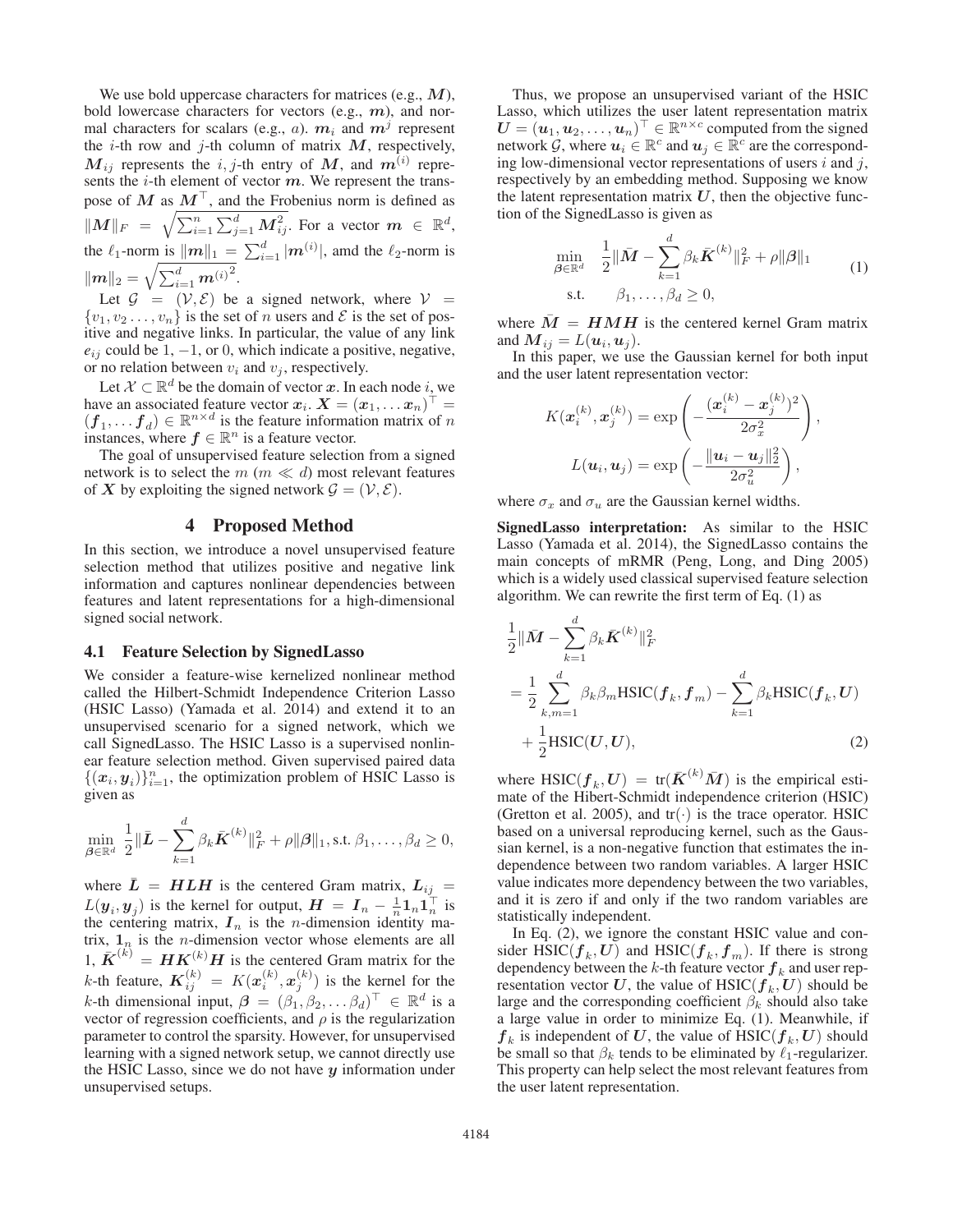We use bold uppercase characters for matrices (e.g., $\boldsymbol{M}$), bold lowercase characters for vectors (e.g., $\boldsymbol{m}$), and normal characters for scalars (e.g., $a$). $\boldsymbol{m}_i$ and $\boldsymbol{m}^j$ represent the $i$-th row and $j$-th column of matrix $\boldsymbol{M}$, respectively, $\boldsymbol{M}_{ij}$ represents the $i,j$-th entry of $\boldsymbol{M}$, and $\boldsymbol{m}^{(i)}$ represents the $i$-th element of vector $\boldsymbol{m}$. We represent the transpose of $\boldsymbol{M}$ as $\boldsymbol{M}^\top$, and the Frobenius norm is defined as $\|\boldsymbol{M}\|_F = \sqrt{\sum_{i=1}^n \sum_{j=1}^d \boldsymbol{M}_{ij}^2}$. For a vector $\boldsymbol{m} \in \mathbb{R}^d$, the $\ell_1$-norm is $\|\boldsymbol{m}\|_1 = \sum_{i=1}^d |\boldsymbol{m}^{(i)}|$, amd the $\ell_2$-norm is $\|\boldsymbol{m}\|_2 = \sqrt{\sum_{i=1}^d {\boldsymbol{m}^{(i)}}^2}$.

Let $\mathcal{G} = (\mathcal{V}, \mathcal{E})$ be a signed network, where $\mathcal{V} = \{v_1, v_2 \ldots, v_n\}$ is the set of $n$ users and $\mathcal{E}$ is the set of positive and negative links. In particular, the value of any link $e_{ij}$ could be $1$, $-1$, or $0$, which indicate a positive, negative, or no relation between $v_i$ and $v_j$, respectively.

Let $\mathcal{X} \subset \mathbb{R}^d$ be the domain of vector $\boldsymbol{x}$. In each node $i$, we have an associated feature vector $\boldsymbol{x}_i$. $\boldsymbol{X} = (\boldsymbol{x}_1, \ldots \boldsymbol{x}_n)^\top = (\boldsymbol{f}_1, \ldots \boldsymbol{f}_d) \in \mathbb{R}^{n \times d}$ is the feature information matrix of $n$ instances, where $\boldsymbol{f} \in \mathbb{R}^n$ is a feature vector.

The goal of unsupervised feature selection from a signed network is to select the $m$ ($m \ll d$) most relevant features of $\boldsymbol{X}$ by exploiting the signed network $\mathcal{G} = (\mathcal{V}, \mathcal{E})$.

# 4 Proposed Method

In this section, we introduce a novel unsupervised feature selection method that utilizes positive and negative link information and captures nonlinear dependencies between features and latent representations for a high-dimensional signed social network.

## 4.1 Feature Selection by SignedLasso

We consider a feature-wise kernelized nonlinear method called the Hilbert-Schmidt Independence Criterion Lasso (HSIC Lasso) (Yamada et al. 2014) and extend it to an unsupervised scenario for a signed network, which we call SignedLasso. The HSIC Lasso is a supervised nonlinear feature selection method. Given supervised paired data $\{(\boldsymbol{x}_i, \boldsymbol{y}_i)\}_{i=1}^n$, the optimization problem of HSIC Lasso is given as

$$\min_{\boldsymbol{\beta} \in \mathbb{R}^d} \ \frac{1}{2}\|\bar{\boldsymbol{L}} - \sum_{k=1}^d \beta_k \bar{\boldsymbol{K}}^{(k)}\|_F^2 + \rho\|\boldsymbol{\beta}\|_1, \text{s.t. } \beta_1, \ldots, \beta_d \geq 0,$$

where $\bar{\boldsymbol{L}} = \boldsymbol{HLH}$ is the centered Gram matrix, $\boldsymbol{L}_{ij} = L(\boldsymbol{y}_i, \boldsymbol{y}_j)$ is the kernel for output, $\boldsymbol{H} = \boldsymbol{I}_n - \frac{1}{n}\boldsymbol{1}_n\boldsymbol{1}_n^\top$ is the centering matrix, $\boldsymbol{I}_n$ is the $n$-dimension identity matrix, $\boldsymbol{1}_n$ is the $n$-dimension vector whose elements are all 1, $\bar{\boldsymbol{K}}^{(k)} = \boldsymbol{HK}^{(k)}\boldsymbol{H}$ is the centered Gram matrix for the $k$-th feature, $\boldsymbol{K}_{ij}^{(k)} = K(\boldsymbol{x}_i^{(k)}, \boldsymbol{x}_j^{(k)})$ is the kernel for the $k$-th dimensional input, $\boldsymbol{\beta} = (\beta_1, \beta_2, \ldots \beta_d)^\top \in \mathbb{R}^d$ is a vector of regression coefficients, and $\rho$ is the regularization parameter to control the sparsity. However, for unsupervised learning with a signed network setup, we cannot directly use the HSIC Lasso, since we do not have $\boldsymbol{y}$ information under unsupervised setups.

Thus, we propose an unsupervised variant of the HSIC Lasso, which utilizes the user latent representation matrix $\boldsymbol{U} = (\boldsymbol{u}_1, \boldsymbol{u}_2, \ldots, \boldsymbol{u}_n)^\top \in \mathbb{R}^{n \times c}$ computed from the signed network $\mathcal{G}$, where $\boldsymbol{u}_i \in \mathbb{R}^c$ and $\boldsymbol{u}_j \in \mathbb{R}^c$ are the corresponding low-dimensional vector representations of users $i$ and $j$, respectively by an embedding method. Supposing we know the latent representation matrix $\boldsymbol{U}$, then the objective function of the SignedLasso is given as

$$\begin{aligned} \min_{\boldsymbol{\beta} \in \mathbb{R}^d} \quad & \frac{1}{2}\|\bar{\boldsymbol{M}} - \sum_{k=1}^d \beta_k \bar{\boldsymbol{K}}^{(k)}\|_F^2 + \rho\|\boldsymbol{\beta}\|_1 \\ \text{s.t.} \quad & \beta_1, \ldots, \beta_d \geq 0, \end{aligned} \tag{1}$$

where $\bar{\boldsymbol{M}} = \boldsymbol{HMH}$ is the centered kernel Gram matrix and $\boldsymbol{M}_{ij} = L(\boldsymbol{u}_i, \boldsymbol{u}_j)$.

In this paper, we use the Gaussian kernel for both input and the user latent representation vector:

$$K(\boldsymbol{x}_i^{(k)}, \boldsymbol{x}_j^{(k)}) = \exp\left(-\frac{(\boldsymbol{x}_i^{(k)} - \boldsymbol{x}_j^{(k)})^2}{2\sigma_x^2}\right),$$

$$L(\boldsymbol{u}_i, \boldsymbol{u}_j) = \exp\left(-\frac{\|\boldsymbol{u}_i - \boldsymbol{u}_j\|_2^2}{2\sigma_u^2}\right),$$

where $\sigma_x$ and $\sigma_u$ are the Gaussian kernel widths.

**SignedLasso interpretation:** As similar to the HSIC Lasso (Yamada et al. 2014), the SignedLasso contains the main concepts of mRMR (Peng, Long, and Ding 2005) which is a widely used classical supervised feature selection algorithm. We can rewrite the first term of Eq. (1) as

$$\begin{aligned} & \frac{1}{2}\|\bar{\boldsymbol{M}} - \sum_{k=1}^d \beta_k \bar{\boldsymbol{K}}^{(k)}\|_F^2 \\ &= \frac{1}{2}\sum_{k,m=1}^d \beta_k\beta_m \text{HSIC}(\boldsymbol{f}_k, \boldsymbol{f}_m) - \sum_{k=1}^d \beta_k \text{HSIC}(\boldsymbol{f}_k, \boldsymbol{U}) \\ &\quad + \frac{1}{2}\text{HSIC}(\boldsymbol{U}, \boldsymbol{U}), \end{aligned} \tag{2}$$

where $\text{HSIC}(\boldsymbol{f}_k, \boldsymbol{U}) = \text{tr}(\bar{\boldsymbol{K}}^{(k)}\bar{\boldsymbol{M}})$ is the empirical estimate of the Hibert-Schmidt independence criterion (HSIC) (Gretton et al. 2005), and $\text{tr}(\cdot)$ is the trace operator. HSIC based on a universal reproducing kernel, such as the Gaussian kernel, is a non-negative function that estimates the independence between two random variables. A larger HSIC value indicates more dependency between the two variables, and it is zero if and only if the two random variables are statistically independent.

In Eq. (2), we ignore the constant HSIC value and consider $\text{HSIC}(\boldsymbol{f}_k, \boldsymbol{U})$ and $\text{HSIC}(\boldsymbol{f}_k, \boldsymbol{f}_m)$. If there is strong dependency between the $k$-th feature vector $\boldsymbol{f}_k$ and user representation vector $\boldsymbol{U}$, the value of $\text{HSIC}(\boldsymbol{f}_k, \boldsymbol{U})$ should be large and the corresponding coefficient $\beta_k$ should also take a large value in order to minimize Eq. (1). Meanwhile, if $\boldsymbol{f}_k$ is independent of $\boldsymbol{U}$, the value of $\text{HSIC}(\boldsymbol{f}_k, \boldsymbol{U})$ should be small so that $\beta_k$ tends to be eliminated by $\ell_1$-regularizer. This property can help select the most relevant features from the user latent representation.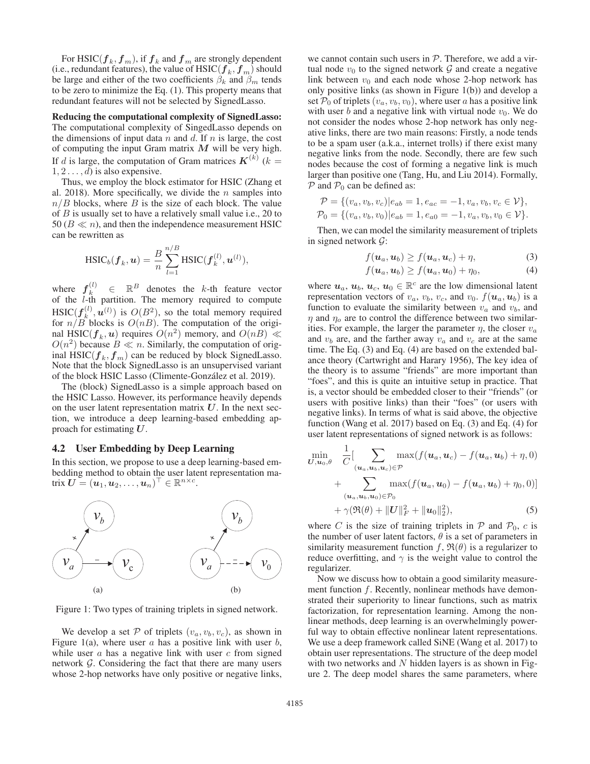For HSIC($\boldsymbol{f}_k, \boldsymbol{f}_m$), if $\boldsymbol{f}_k$ and $\boldsymbol{f}_m$ are strongly dependent (i.e., redundant features), the value of HSIC($\boldsymbol{f}_k, \boldsymbol{f}_m$) should be large and either of the two coefficients $\beta_k$ and $\beta_m$ tends to be zero to minimize the Eq. (1). This property means that redundant features will not be selected by SignedLasso.

**Reducing the computational complexity of SignedLasso:** The computational complexity of SingedLasso depends on the dimensions of input data $n$ and $d$. If $n$ is large, the cost of computing the input Gram matrix $\boldsymbol{M}$ will be very high. If $d$ is large, the computation of Gram matrices $\boldsymbol{K}^{(k)}$ ($k = 1, 2 \ldots, d$) is also expensive.

Thus, we employ the block estimator for HSIC (Zhang et al. 2018). More specifically, we divide the $n$ samples into $n/B$ blocks, where $B$ is the size of each block. The value of $B$ is usually set to have a relatively small value i.e., 20 to 50 ($B \ll n$), and then the independence measurement HSIC can be rewritten as

$$\text{HSIC}_b(\boldsymbol{f}_k, \boldsymbol{u}) = \frac{B}{n} \sum_{l=1}^{n/B} \text{HSIC}(\boldsymbol{f}_k^{(l)}, \boldsymbol{u}^{(l)}),$$

where $\boldsymbol{f}_k^{(l)} \in \mathbb{R}^B$ denotes the $k$-th feature vector of the $l$-th partition. The memory required to compute HSIC($\boldsymbol{f}_k^{(l)}, \boldsymbol{u}^{(l)}$) is $O(B^2)$, so the total memory required for $n/B$ blocks is $O(nB)$. The computation of the original HSIC($\boldsymbol{f}_k, \boldsymbol{u}$) requires $O(n^2)$ memory, and $O(nB) \ll O(n^2)$ because $B \ll n$. Similarly, the computation of original HSIC($\boldsymbol{f}_k, \boldsymbol{f}_m$) can be reduced by block SignedLasso. Note that the block SignedLasso is an unsupervised variant of the block HSIC Lasso (Climente-González et al. 2019).

The (block) SignedLasso is a simple approach based on the HSIC Lasso. However, its performance heavily depends on the user latent representation matrix $\boldsymbol{U}$. In the next section, we introduce a deep learning-based embedding approach for estimating $\boldsymbol{U}$.

## 4.2 User Embedding by Deep Learning

In this section, we propose to use a deep learning-based embedding method to obtain the user latent representation matrix $\boldsymbol{U} = (\boldsymbol{u}_1, \boldsymbol{u}_2, \ldots, \boldsymbol{u}_n)^\top \in \mathbb{R}^{n \times c}$.

Figure 1: Two types of training triplets in signed network.

We develop a set $\mathcal{P}$ of triplets $(v_a, v_b, v_c)$, as shown in Figure 1(a), where user $a$ has a positive link with user $b$, while user $a$ has a negative link with user $c$ from signed network $\mathcal{G}$. Considering the fact that there are many users whose 2-hop networks have only positive or negative links, we cannot contain such users in $\mathcal{P}$. Therefore, we add a virtual node $v_0$ to the signed network $\mathcal{G}$ and create a negative link between $v_0$ and each node whose 2-hop network has only positive links (as shown in Figure 1(b)) and develop a set $\mathcal{P}_0$ of triplets $(v_a, v_b, v_0)$, where user $a$ has a positive link with user $b$ and a negative link with virtual node $v_0$. We do not consider the nodes whose 2-hop network has only negative links, there are two main reasons: Firstly, a node tends to be a spam user (a.k.a., internet trolls) if there exist many negative links from the node. Secondly, there are few such nodes because the cost of forming a negative link is much larger than positive one (Tang, Hu, and Liu 2014). Formally, $\mathcal{P}$ and $\mathcal{P}_0$ can be defined as:

$$\mathcal{P} = \{(v_a, v_b, v_c) | e_{ab} = 1, e_{ac} = -1, v_a, v_b, v_c \in \mathcal{V}\},$$
$$\mathcal{P}_0 = \{(v_a, v_b, v_0) | e_{ab} = 1, e_{a0} = -1, v_a, v_b, v_0 \in \mathcal{V}\}.$$

Then, we can model the similarity measurement of triplets in signed network $\mathcal{G}$:

$$f(\boldsymbol{u}_a, \boldsymbol{u}_b) \geq f(\boldsymbol{u}_a, \boldsymbol{u}_c) + \eta, \tag{3}$$
$$f(\boldsymbol{u}_a, \boldsymbol{u}_b) \geq f(\boldsymbol{u}_a, \boldsymbol{u}_0) + \eta_0, \tag{4}$$

where $\boldsymbol{u}_a$, $\boldsymbol{u}_b$, $\boldsymbol{u}_c$, $\boldsymbol{u}_0 \in \mathbb{R}^c$ are the low dimensional latent representation vectors of $v_a$, $v_b$, $v_c$, and $v_0$. $f(\boldsymbol{u}_a, \boldsymbol{u}_b)$ is a function to evaluate the similarity between $v_a$ and $v_b$, and $\eta$ and $\eta_o$ are to control the difference between two similarities. For example, the larger the parameter $\eta$, the closer $v_a$ and $v_b$ are, and the farther away $v_a$ and $v_c$ are at the same time. The Eq. (3) and Eq. (4) are based on the extended balance theory (Cartwright and Harary 1956), The key idea of the theory is to assume "friends" are more important than "foes", and this is quite an intuitive setup in practice. That is, a vector should be embedded closer to their "friends" (or users with positive links) than their "foes" (or users with negative links). In terms of what is said above, the objective function (Wang et al. 2017) based on Eq. (3) and Eq. (4) for user latent representations of signed network is as follows:

$$\begin{aligned}
\min_{\boldsymbol{U}, \boldsymbol{u}_0, \theta} \quad & \frac{1}{C}\Big[\sum_{(\boldsymbol{u}_a, \boldsymbol{u}_b, \boldsymbol{u}_c) \in \mathcal{P}} \max(f(\boldsymbol{u}_a, \boldsymbol{u}_c) - f(\boldsymbol{u}_a, \boldsymbol{u}_b) + \eta, 0) \\
& + \sum_{(\boldsymbol{u}_a, \boldsymbol{u}_b, \boldsymbol{u}_0) \in \mathcal{P}_0} \max(f(\boldsymbol{u}_a, \boldsymbol{u}_0) - f(\boldsymbol{u}_a, \boldsymbol{u}_b) + \eta_0, 0)\Big] \\
& + \gamma(\Re(\theta) + \|\boldsymbol{U}\|_F^2 + \|\boldsymbol{u}_0\|_2^2),
\end{aligned} \tag{5}$$

where $C$ is the size of training triplets in $\mathcal{P}$ and $\mathcal{P}_0$, $c$ is the number of user latent factors, $\theta$ is a set of parameters in similarity measurement function $f$, $\Re(\theta)$ is a regularizer to reduce overfitting, and $\gamma$ is the weight value to control the regularizer.

Now we discuss how to obtain a good similarity measurement function $f$. Recently, nonlinear methods have demonstrated their superiority to linear functions, such as matrix factorization, for representation learning. Among the nonlinear methods, deep learning is an overwhelmingly powerful way to obtain effective nonlinear latent representations. We use a deep framework called SiNE (Wang et al. 2017) to obtain user representations. The structure of the deep model with two networks and $N$ hidden layers is as shown in Figure 2. The deep model shares the same parameters, where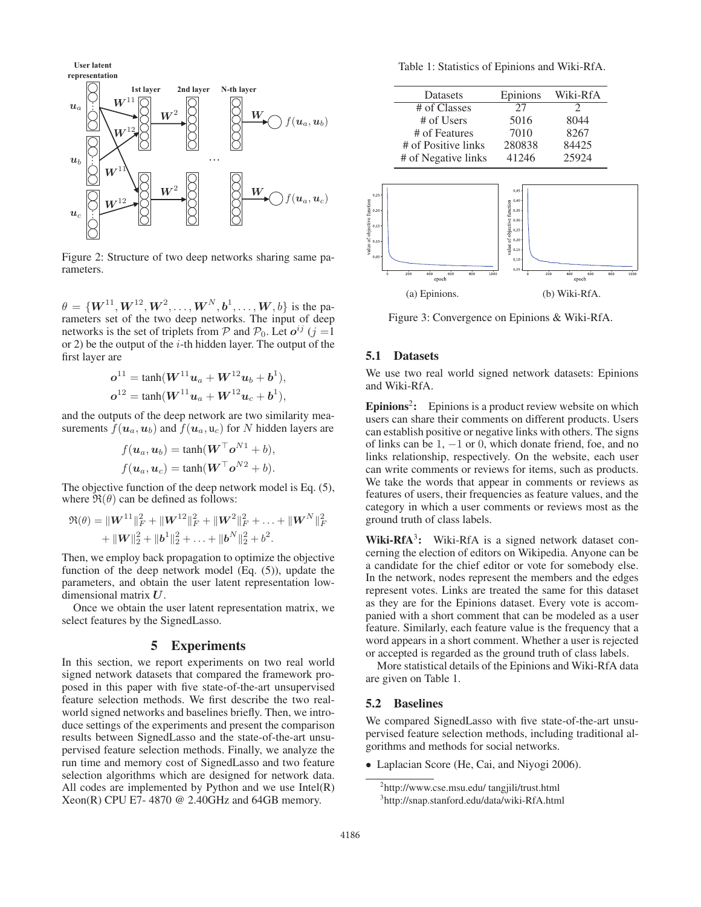Figure 2: Structure of two deep networks sharing same parameters.

$\theta = \{\boldsymbol{W}^{11}, \boldsymbol{W}^{12}, \boldsymbol{W}^2, \ldots, \boldsymbol{W}^N, \boldsymbol{b}^1, \ldots, \boldsymbol{W}, b\}$ is the parameters set of the two deep networks. The input of deep networks is the set of triplets from $\mathcal{P}$ and $\mathcal{P}_0$. Let $\boldsymbol{o}^{ij}$ ($j$ =1 or 2) be the output of the $i$-th hidden layer. The output of the first layer are

$$\boldsymbol{o}^{11} = \tanh(\boldsymbol{W}^{11}\boldsymbol{u}_a + \boldsymbol{W}^{12}\boldsymbol{u}_b + \boldsymbol{b}^1),$$
$$\boldsymbol{o}^{12} = \tanh(\boldsymbol{W}^{11}\boldsymbol{u}_a + \boldsymbol{W}^{12}\boldsymbol{u}_c + \boldsymbol{b}^1),$$

and the outputs of the deep network are two similarity measurements $f(\boldsymbol{u}_a, \boldsymbol{u}_b)$ and $f(\boldsymbol{u}_a, \mathrm{u}_c)$ for $N$ hidden layers are

$$f(\boldsymbol{u}_a, \boldsymbol{u}_b) = \tanh(\boldsymbol{W}^\top \boldsymbol{o}^{N1} + b),$$
$$f(\boldsymbol{u}_a, \boldsymbol{u}_c) = \tanh(\boldsymbol{W}^\top \boldsymbol{o}^{N2} + b).$$

The objective function of the deep network model is Eq. (5), where $\Re(\theta)$ can be defined as follows:

$$\Re(\theta) = \|\boldsymbol{W}^{11}\|_F^2 + \|\boldsymbol{W}^{12}\|_F^2 + \|\boldsymbol{W}^2\|_F^2 + \ldots + \|\boldsymbol{W}^N\|_F^2 + \|\boldsymbol{W}\|_2^2 + \|\boldsymbol{b}^1\|_2^2 + \ldots + \|\boldsymbol{b}^N\|_2^2 + b^2.$$

Then, we employ back propagation to optimize the objective function of the deep network model (Eq. (5)), update the parameters, and obtain the user latent representation low-dimensional matrix $\boldsymbol{U}$.

Once we obtain the user latent representation matrix, we select features by the SignedLasso.

# 5 Experiments

In this section, we report experiments on two real world signed network datasets that compared the framework proposed in this paper with five state-of-the-art unsupervised feature selection methods. We first describe the two real-world signed networks and baselines briefly. Then, we introduce settings of the experiments and present the comparison results between SignedLasso and the state-of-the-art unsupervised feature selection methods. Finally, we analyze the run time and memory cost of SignedLasso and two feature selection algorithms which are designed for network data. All codes are implemented by Python and we use Intel(R) Xeon(R) CPU E7- 4870 @ 2.40GHz and 64GB memory.

Table 1: Statistics of Epinions and Wiki-RfA.

| Datasets | Epinions | Wiki-RfA |
|---|---|---|
| # of Classes | 27 | 2 |
| # of Users | 5016 | 8044 |
| # of Features | 7010 | 8267 |
| # of Positive links | 280838 | 84425 |
| # of Negative links | 41246 | 25924 |

(a) Epinions. (b) Wiki-RfA.

Figure 3: Convergence on Epinions & Wiki-RfA.

## 5.1 Datasets

We use two real world signed network datasets: Epinions and Wiki-RfA.

**Epinions**[2]**:** Epinions is a product review website on which users can share their comments on different products. Users can establish positive or negative links with others. The signs of links can be 1, −1 or 0, which donate friend, foe, and no links relationship, respectively. On the website, each user can write comments or reviews for items, such as products. We take the words that appear in comments or reviews as features of users, their frequencies as feature values, and the category in which a user comments or reviews most as the ground truth of class labels.

**Wiki-RfA**[3]**:** Wiki-RfA is a signed network dataset concerning the election of editors on Wikipedia. Anyone can be a candidate for the chief editor or vote for somebody else. In the network, nodes represent the members and the edges represent votes. Links are treated the same for this dataset as they are for the Epinions dataset. Every vote is accompanied with a short comment that can be modeled as a user feature. Similarly, each feature value is the frequency that a word appears in a short comment. Whether a user is rejected or accepted is regarded as the ground truth of class labels.

More statistical details of the Epinions and Wiki-RfA data are given on Table 1.

## 5.2 Baselines

We compared SignedLasso with five state-of-the-art unsupervised feature selection methods, including traditional algorithms and methods for social networks.

- Laplacian Score (He, Cai, and Niyogi 2006).

[2]http://www.cse.msu.edu/ tangjili/trust.html

[3]http://snap.stanford.edu/data/wiki-RfA.html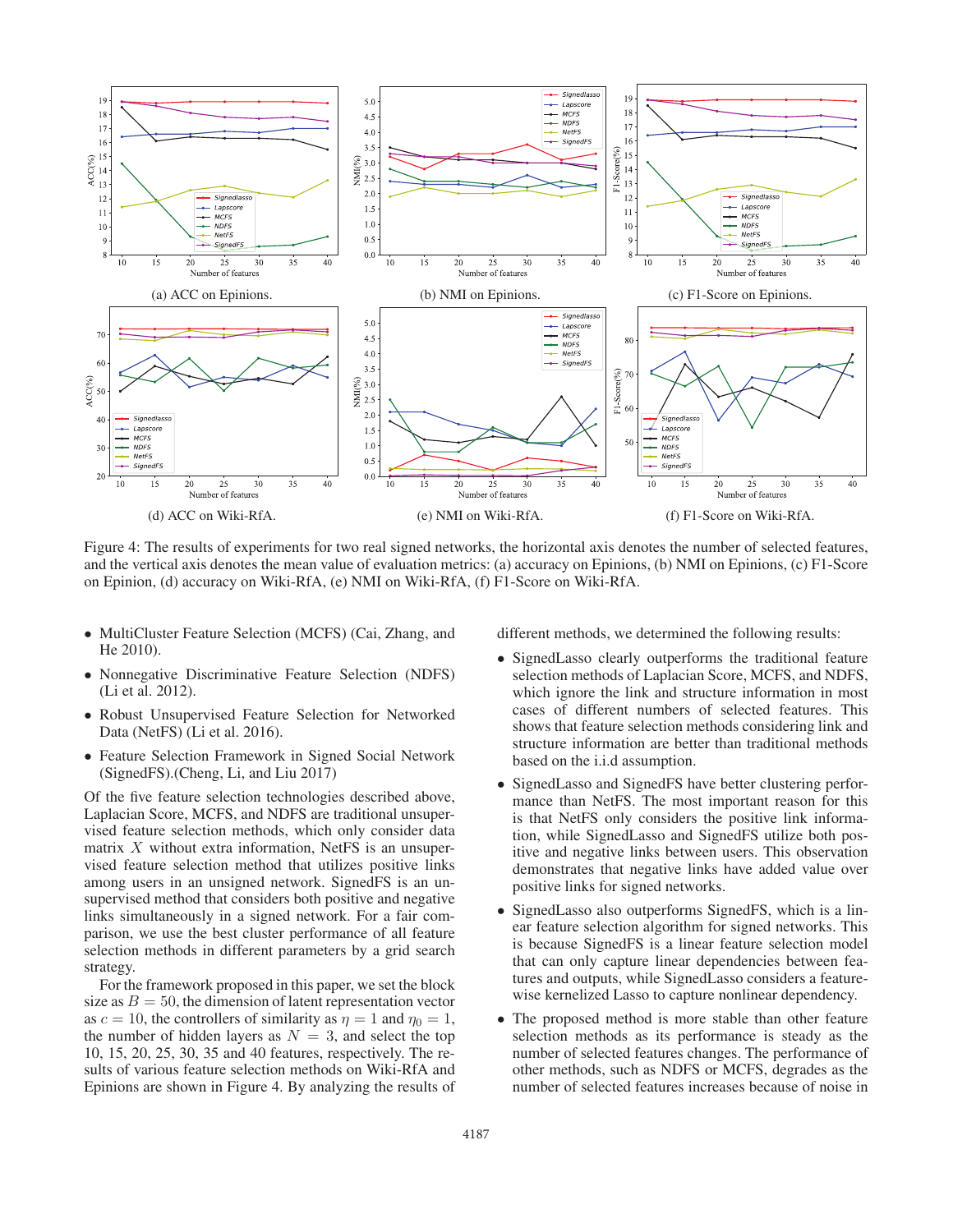(a) ACC on Epinions.

(b) NMI on Epinions.

(c) F1-Score on Epinions.

(d) ACC on Wiki-RfA.

(e) NMI on Wiki-RfA.

(f) F1-Score on Wiki-RfA.

Figure 4: The results of experiments for two real signed networks, the horizontal axis denotes the number of selected features, and the vertical axis denotes the mean value of evaluation metrics: (a) accuracy on Epinions, (b) NMI on Epinions, (c) F1-Score on Epinion, (d) accuracy on Wiki-RfA, (e) NMI on Wiki-RfA, (f) F1-Score on Wiki-RfA.

- MultiCluster Feature Selection (MCFS) (Cai, Zhang, and He 2010).
- Nonnegative Discriminative Feature Selection (NDFS) (Li et al. 2012).
- Robust Unsupervised Feature Selection for Networked Data (NetFS) (Li et al. 2016).
- Feature Selection Framework in Signed Social Network (SignedFS).(Cheng, Li, and Liu 2017)

Of the five feature selection technologies described above, Laplacian Score, MCFS, and NDFS are traditional unsupervised feature selection methods, which only consider data matrix $X$ without extra information, NetFS is an unsupervised feature selection method that utilizes positive links among users in an unsigned network. SignedFS is an unsupervised method that considers both positive and negative links simultaneously in a signed network. For a fair comparison, we use the best cluster performance of all feature selection methods in different parameters by a grid search strategy.

For the framework proposed in this paper, we set the block size as $B = 50$, the dimension of latent representation vector as $c = 10$, the controllers of similarity as $\eta = 1$ and $\eta_0 = 1$, the number of hidden layers as $N = 3$, and select the top 10, 15, 20, 25, 30, 35 and 40 features, respectively. The results of various feature selection methods on Wiki-RfA and Epinions are shown in Figure 4. By analyzing the results of different methods, we determined the following results:

- SignedLasso clearly outperforms the traditional feature selection methods of Laplacian Score, MCFS, and NDFS, which ignore the link and structure information in most cases of different numbers of selected features. This shows that feature selection methods considering link and structure information are better than traditional methods based on the i.i.d assumption.
- SignedLasso and SignedFS have better clustering performance than NetFS. The most important reason for this is that NetFS only considers the positive link information, while SignedLasso and SignedFS utilize both positive and negative links between users. This observation demonstrates that negative links have added value over positive links for signed networks.
- SignedLasso also outperforms SignedFS, which is a linear feature selection algorithm for signed networks. This is because SignedFS is a linear feature selection model that can only capture linear dependencies between features and outputs, while SignedLasso considers a feature-wise kernelized Lasso to capture nonlinear dependency.
- The proposed method is more stable than other feature selection methods as its performance is steady as the number of selected features changes. The performance of other methods, such as NDFS or MCFS, degrades as the number of selected features increases because of noise in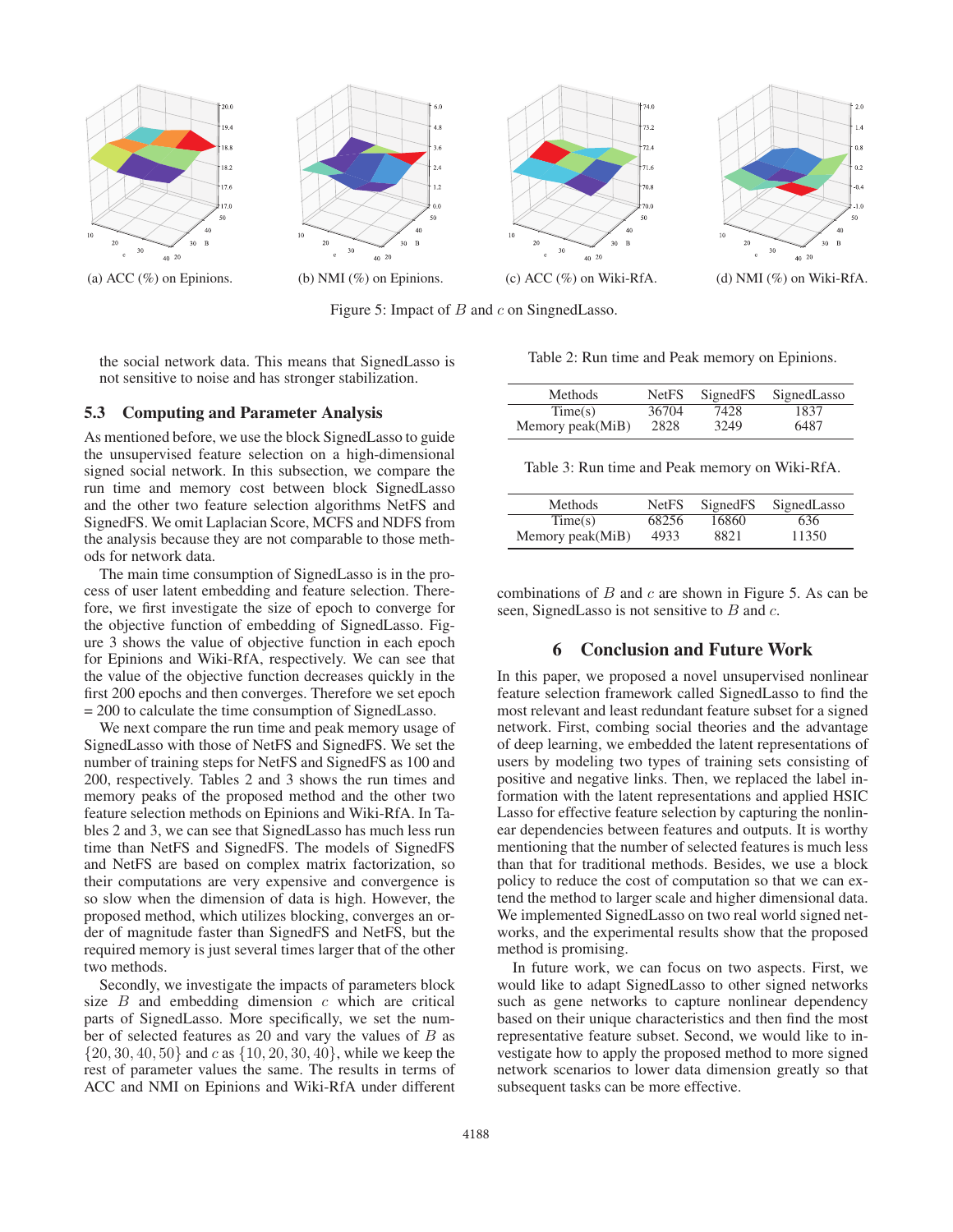(a) ACC (%) on Epinions.

(b) NMI (%) on Epinions.

(c) ACC (%) on Wiki-RfA.

(d) NMI (%) on Wiki-RfA.

Figure 5: Impact of $B$ and $c$ on SingnedLasso.

the social network data. This means that SignedLasso is not sensitive to noise and has stronger stabilization.

## 5.3 Computing and Parameter Analysis

As mentioned before, we use the block SignedLasso to guide the unsupervised feature selection on a high-dimensional signed social network. In this subsection, we compare the run time and memory cost between block SignedLasso and the other two feature selection algorithms NetFS and SignedFS. We omit Laplacian Score, MCFS and NDFS from the analysis because they are not comparable to those methods for network data.

The main time consumption of SignedLasso is in the process of user latent embedding and feature selection. Therefore, we first investigate the size of epoch to converge for the objective function of embedding of SignedLasso. Figure 3 shows the value of objective function in each epoch for Epinions and Wiki-RfA, respectively. We can see that the value of the objective function decreases quickly in the first 200 epochs and then converges. Therefore we set epoch = 200 to calculate the time consumption of SignedLasso.

We next compare the run time and peak memory usage of SignedLasso with those of NetFS and SignedFS. We set the number of training steps for NetFS and SignedFS as 100 and 200, respectively. Tables 2 and 3 shows the run times and memory peaks of the proposed method and the other two feature selection methods on Epinions and Wiki-RfA. In Tables 2 and 3, we can see that SignedLasso has much less run time than NetFS and SignedFS. The models of SignedFS and NetFS are based on complex matrix factorization, so their computations are very expensive and convergence is so slow when the dimension of data is high. However, the proposed method, which utilizes blocking, converges an order of magnitude faster than SignedFS and NetFS, but the required memory is just several times larger that of the other two methods.

Secondly, we investigate the impacts of parameters block size $B$ and embedding dimension $c$ which are critical parts of SignedLasso. More specifically, we set the number of selected features as 20 and vary the values of $B$ as $\{20, 30, 40, 50\}$ and $c$ as $\{10, 20, 30, 40\}$, while we keep the rest of parameter values the same. The results in terms of ACC and NMI on Epinions and Wiki-RfA under different combinations of $B$ and $c$ are shown in Figure 5. As can be seen, SignedLasso is not sensitive to $B$ and $c$.

Table 2: Run time and Peak memory on Epinions.

| Methods | NetFS | SignedFS | SignedLasso |
|---|---|---|---|
| Time(s) | 36704 | 7428 | 1837 |
| Memory peak(MiB) | 2828 | 3249 | 6487 |

Table 3: Run time and Peak memory on Wiki-RfA.

| Methods | NetFS | SignedFS | SignedLasso |
|---|---|---|---|
| Time(s) | 68256 | 16860 | 636 |
| Memory peak(MiB) | 4933 | 8821 | 11350 |

# 6 Conclusion and Future Work

In this paper, we proposed a novel unsupervised nonlinear feature selection framework called SignedLasso to find the most relevant and least redundant feature subset for a signed network. First, combing social theories and the advantage of deep learning, we embedded the latent representations of users by modeling two types of training sets consisting of positive and negative links. Then, we replaced the label information with the latent representations and applied HSIC Lasso for effective feature selection by capturing the nonlinear dependencies between features and outputs. It is worthy mentioning that the number of selected features is much less than that for traditional methods. Besides, we use a block policy to reduce the cost of computation so that we can extend the method to larger scale and higher dimensional data. We implemented SignedLasso on two real world signed networks, and the experimental results show that the proposed method is promising.

In future work, we can focus on two aspects. First, we would like to adapt SignedLasso to other signed networks such as gene networks to capture nonlinear dependency based on their unique characteristics and then find the most representative feature subset. Second, we would like to investigate how to apply the proposed method to more signed network scenarios to lower data dimension greatly so that subsequent tasks can be more effective.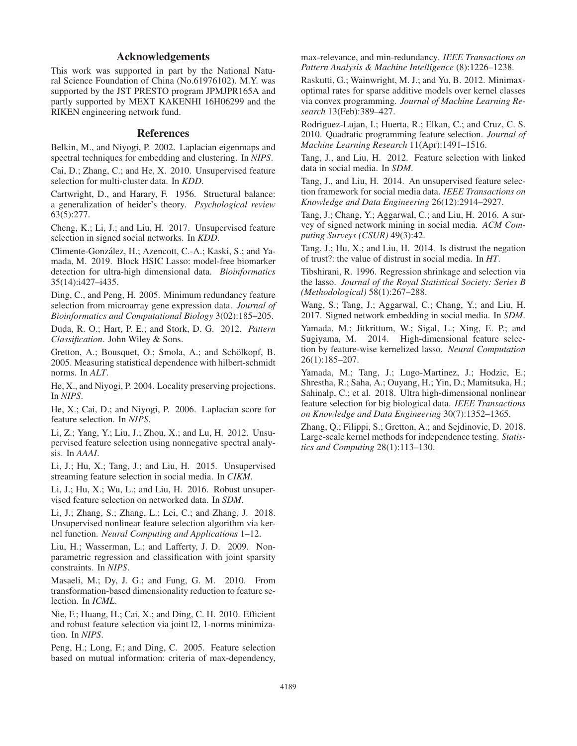## Acknowledgements

This work was supported in part by the National Natural Science Foundation of China (No.61976102). M.Y. was supported by the JST PRESTO program JPMJPR165A and partly supported by MEXT KAKENHI 16H06299 and the RIKEN engineering network fund.

## References

Belkin, M., and Niyogi, P. 2002. Laplacian eigenmaps and spectral techniques for embedding and clustering. In *NIPS*.

Cai, D.; Zhang, C.; and He, X. 2010. Unsupervised feature selection for multi-cluster data. In *KDD*.

Cartwright, D., and Harary, F. 1956. Structural balance: a generalization of heider's theory. *Psychological review* 63(5):277.

Cheng, K.; Li, J.; and Liu, H. 2017. Unsupervised feature selection in signed social networks. In *KDD*.

Climente-González, H.; Azencott, C.-A.; Kaski, S.; and Yamada, M. 2019. Block HSIC Lasso: model-free biomarker detection for ultra-high dimensional data. *Bioinformatics* 35(14):i427–i435.

Ding, C., and Peng, H. 2005. Minimum redundancy feature selection from microarray gene expression data. *Journal of Bioinformatics and Computational Biology* 3(02):185–205.

Duda, R. O.; Hart, P. E.; and Stork, D. G. 2012. *Pattern Classification*. John Wiley & Sons.

Gretton, A.; Bousquet, O.; Smola, A.; and Schölkopf, B. 2005. Measuring statistical dependence with hilbert-schmidt norms. In *ALT*.

He, X., and Niyogi, P. 2004. Locality preserving projections. In *NIPS*.

He, X.; Cai, D.; and Niyogi, P. 2006. Laplacian score for feature selection. In *NIPS*.

Li, Z.; Yang, Y.; Liu, J.; Zhou, X.; and Lu, H. 2012. Unsupervised feature selection using nonnegative spectral analysis. In *AAAI*.

Li, J.; Hu, X.; Tang, J.; and Liu, H. 2015. Unsupervised streaming feature selection in social media. In *CIKM*.

Li, J.; Hu, X.; Wu, L.; and Liu, H. 2016. Robust unsupervised feature selection on networked data. In *SDM*.

Li, J.; Zhang, S.; Zhang, L.; Lei, C.; and Zhang, J. 2018. Unsupervised nonlinear feature selection algorithm via kernel function. *Neural Computing and Applications* 1–12.

Liu, H.; Wasserman, L.; and Lafferty, J. D. 2009. Nonparametric regression and classification with joint sparsity constraints. In *NIPS*.

Masaeli, M.; Dy, J. G.; and Fung, G. M. 2010. From transformation-based dimensionality reduction to feature selection. In *ICML*.

Nie, F.; Huang, H.; Cai, X.; and Ding, C. H. 2010. Efficient and robust feature selection via joint l2, 1-norms minimization. In *NIPS*.

Peng, H.; Long, F.; and Ding, C. 2005. Feature selection based on mutual information: criteria of max-dependency, max-relevance, and min-redundancy. *IEEE Transactions on Pattern Analysis & Machine Intelligence* (8):1226–1238.

Raskutti, G.; Wainwright, M. J.; and Yu, B. 2012. Minimax-optimal rates for sparse additive models over kernel classes via convex programming. *Journal of Machine Learning Research* 13(Feb):389–427.

Rodriguez-Lujan, I.; Huerta, R.; Elkan, C.; and Cruz, C. S. 2010. Quadratic programming feature selection. *Journal of Machine Learning Research* 11(Apr):1491–1516.

Tang, J., and Liu, H. 2012. Feature selection with linked data in social media. In *SDM*.

Tang, J., and Liu, H. 2014. An unsupervised feature selection framework for social media data. *IEEE Transactions on Knowledge and Data Engineering* 26(12):2914–2927.

Tang, J.; Chang, Y.; Aggarwal, C.; and Liu, H. 2016. A survey of signed network mining in social media. *ACM Computing Surveys (CSUR)* 49(3):42.

Tang, J.; Hu, X.; and Liu, H. 2014. Is distrust the negation of trust?: the value of distrust in social media. In *HT*.

Tibshirani, R. 1996. Regression shrinkage and selection via the lasso. *Journal of the Royal Statistical Society: Series B (Methodological)* 58(1):267–288.

Wang, S.; Tang, J.; Aggarwal, C.; Chang, Y.; and Liu, H. 2017. Signed network embedding in social media. In *SDM*.

Yamada, M.; Jitkrittum, W.; Sigal, L.; Xing, E. P.; and Sugiyama, M. 2014. High-dimensional feature selection by feature-wise kernelized lasso. *Neural Computation* 26(1):185–207.

Yamada, M.; Tang, J.; Lugo-Martinez, J.; Hodzic, E.; Shrestha, R.; Saha, A.; Ouyang, H.; Yin, D.; Mamitsuka, H.; Sahinalp, C.; et al. 2018. Ultra high-dimensional nonlinear feature selection for big biological data. *IEEE Transactions on Knowledge and Data Engineering* 30(7):1352–1365.

Zhang, Q.; Filippi, S.; Gretton, A.; and Sejdinovic, D. 2018. Large-scale kernel methods for independence testing. *Statistics and Computing* 28(1):113–130.